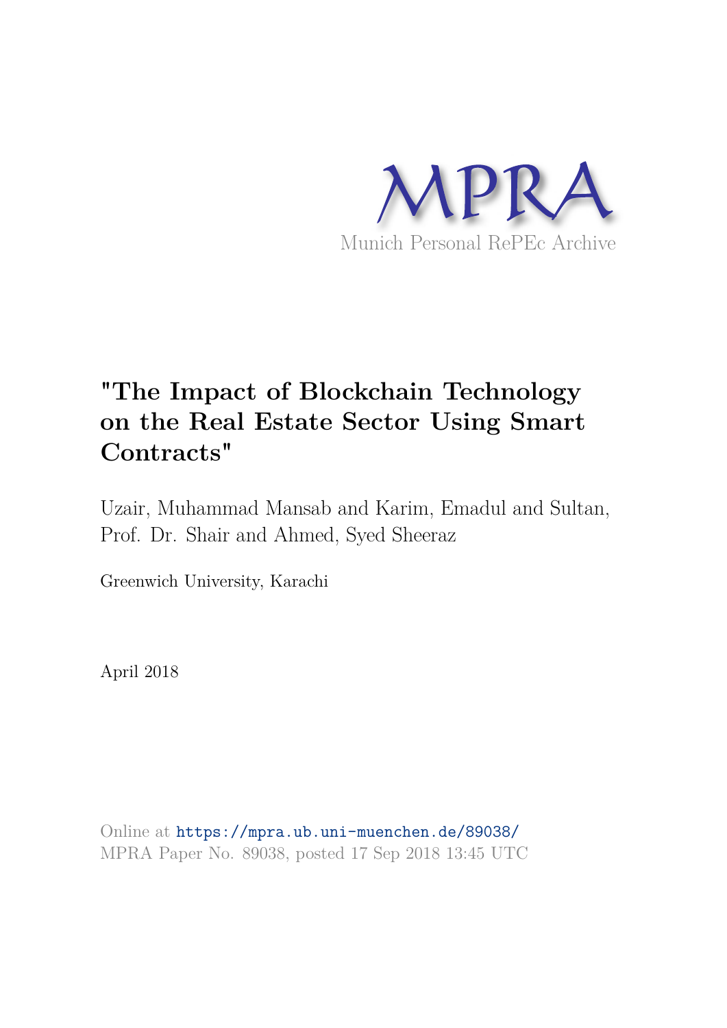MPRA

Munich Personal RePEc Archive

# "The Impact of Blockchain Technology on the Real Estate Sector Using Smart Contracts"

Uzair, Muhammad Mansab and Karim, Emadul and Sultan, Prof. Dr. Shair and Ahmed, Syed Sheeraz

Greenwich University, Karachi

April 2018

Online at https://mpra.ub.uni-muenchen.de/89038/
MPRA Paper No. 89038, posted 17 Sep 2018 13:45 UTC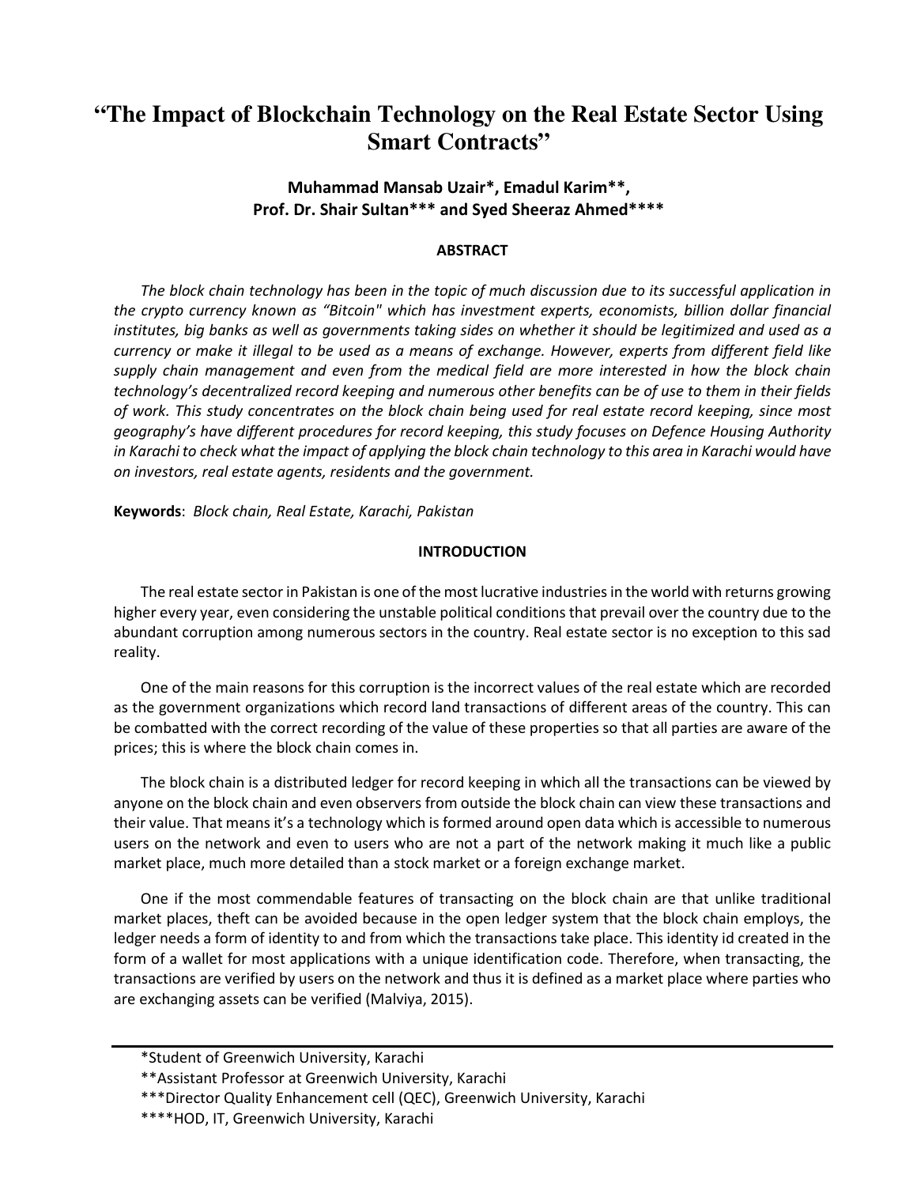# "The Impact of Blockchain Technology on the Real Estate Sector Using Smart Contracts"

**Muhammad Mansab Uzair\*, Emadul Karim\*\*, Prof. Dr. Shair Sultan\*\*\* and Syed Sheeraz Ahmed\*\*\*\***

**ABSTRACT**

*The block chain technology has been in the topic of much discussion due to its successful application in the crypto currency known as "Bitcoin" which has investment experts, economists, billion dollar financial institutes, big banks as well as governments taking sides on whether it should be legitimized and used as a currency or make it illegal to be used as a means of exchange. However, experts from different field like supply chain management and even from the medical field are more interested in how the block chain technology's decentralized record keeping and numerous other benefits can be of use to them in their fields of work. This study concentrates on the block chain being used for real estate record keeping, since most geography's have different procedures for record keeping, this study focuses on Defence Housing Authority in Karachi to check what the impact of applying the block chain technology to this area in Karachi would have on investors, real estate agents, residents and the government.*

**Keywords**: *Block chain, Real Estate, Karachi, Pakistan*

## INTRODUCTION

The real estate sector in Pakistan is one of the most lucrative industries in the world with returns growing higher every year, even considering the unstable political conditions that prevail over the country due to the abundant corruption among numerous sectors in the country. Real estate sector is no exception to this sad reality.

One of the main reasons for this corruption is the incorrect values of the real estate which are recorded as the government organizations which record land transactions of different areas of the country. This can be combatted with the correct recording of the value of these properties so that all parties are aware of the prices; this is where the block chain comes in.

The block chain is a distributed ledger for record keeping in which all the transactions can be viewed by anyone on the block chain and even observers from outside the block chain can view these transactions and their value. That means it's a technology which is formed around open data which is accessible to numerous users on the network and even to users who are not a part of the network making it much like a public market place, much more detailed than a stock market or a foreign exchange market.

One if the most commendable features of transacting on the block chain are that unlike traditional market places, theft can be avoided because in the open ledger system that the block chain employs, the ledger needs a form of identity to and from which the transactions take place. This identity id created in the form of a wallet for most applications with a unique identification code. Therefore, when transacting, the transactions are verified by users on the network and thus it is defined as a market place where parties who are exchanging assets can be verified (Malviya, 2015).

---

\*Student of Greenwich University, Karachi

\*\*Assistant Professor at Greenwich University, Karachi

\*\*\*Director Quality Enhancement cell (QEC), Greenwich University, Karachi

\*\*\*\*HOD, IT, Greenwich University, Karachi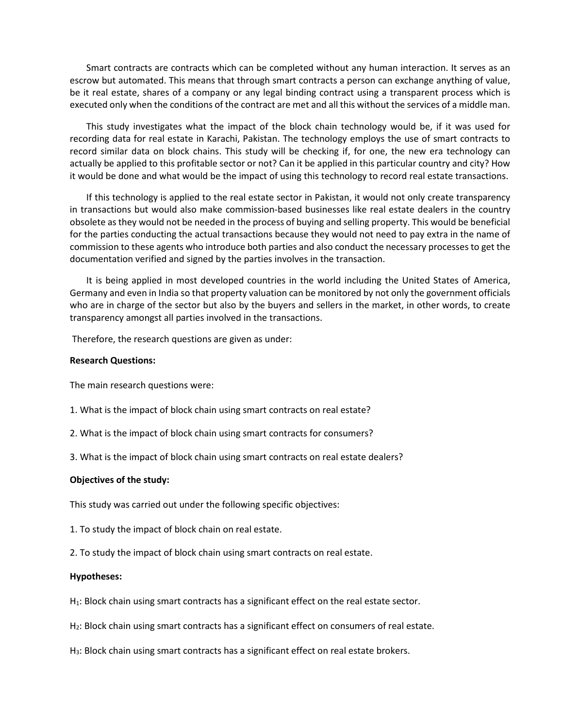Smart contracts are contracts which can be completed without any human interaction. It serves as an escrow but automated. This means that through smart contracts a person can exchange anything of value, be it real estate, shares of a company or any legal binding contract using a transparent process which is executed only when the conditions of the contract are met and all this without the services of a middle man.

This study investigates what the impact of the block chain technology would be, if it was used for recording data for real estate in Karachi, Pakistan. The technology employs the use of smart contracts to record similar data on block chains. This study will be checking if, for one, the new era technology can actually be applied to this profitable sector or not? Can it be applied in this particular country and city? How it would be done and what would be the impact of using this technology to record real estate transactions.

If this technology is applied to the real estate sector in Pakistan, it would not only create transparency in transactions but would also make commission-based businesses like real estate dealers in the country obsolete as they would not be needed in the process of buying and selling property. This would be beneficial for the parties conducting the actual transactions because they would not need to pay extra in the name of commission to these agents who introduce both parties and also conduct the necessary processes to get the documentation verified and signed by the parties involves in the transaction.

It is being applied in most developed countries in the world including the United States of America, Germany and even in India so that property valuation can be monitored by not only the government officials who are in charge of the sector but also by the buyers and sellers in the market, in other words, to create transparency amongst all parties involved in the transactions.

Therefore, the research questions are given as under:

**Research Questions:**

The main research questions were:

1. What is the impact of block chain using smart contracts on real estate?

2. What is the impact of block chain using smart contracts for consumers?

3. What is the impact of block chain using smart contracts on real estate dealers?

**Objectives of the study:**

This study was carried out under the following specific objectives:

1. To study the impact of block chain on real estate.

2. To study the impact of block chain using smart contracts on real estate.

**Hypotheses:**

$H_1$: Block chain using smart contracts has a significant effect on the real estate sector.

$H_2$: Block chain using smart contracts has a significant effect on consumers of real estate.

$H_3$: Block chain using smart contracts has a significant effect on real estate brokers.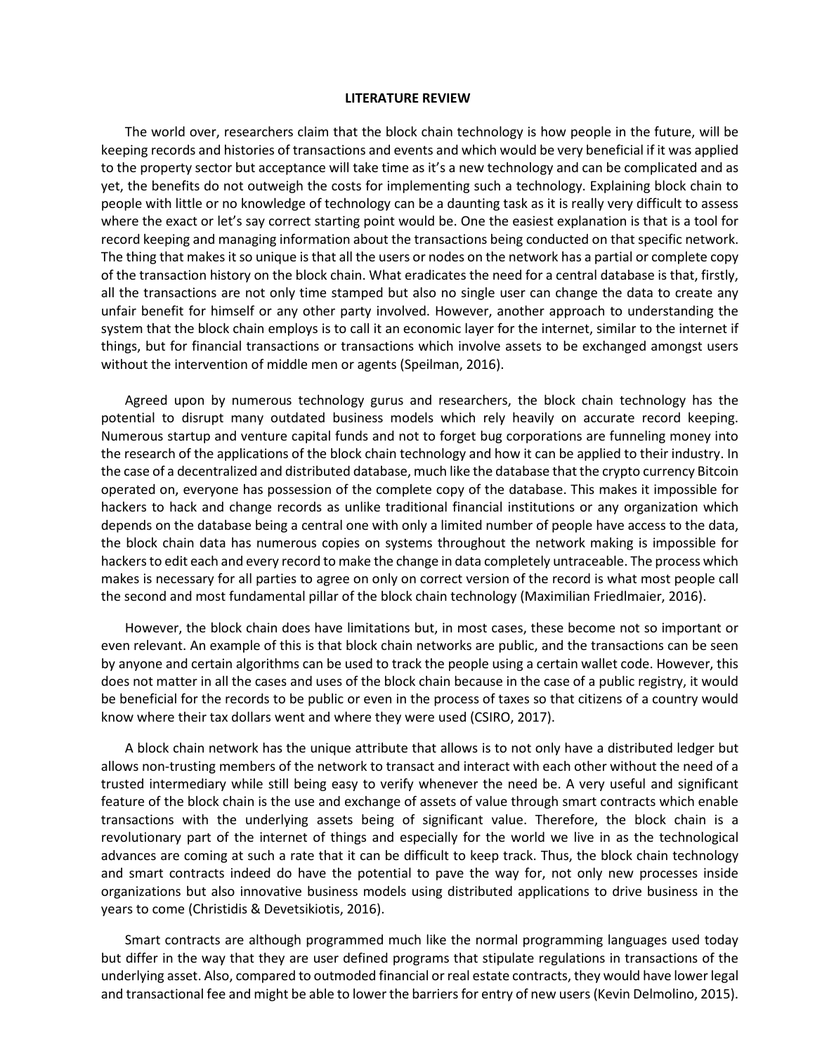**LITERATURE REVIEW**

The world over, researchers claim that the block chain technology is how people in the future, will be keeping records and histories of transactions and events and which would be very beneficial if it was applied to the property sector but acceptance will take time as it's a new technology and can be complicated and as yet, the benefits do not outweigh the costs for implementing such a technology. Explaining block chain to people with little or no knowledge of technology can be a daunting task as it is really very difficult to assess where the exact or let's say correct starting point would be. One the easiest explanation is that is a tool for record keeping and managing information about the transactions being conducted on that specific network. The thing that makes it so unique is that all the users or nodes on the network has a partial or complete copy of the transaction history on the block chain. What eradicates the need for a central database is that, firstly, all the transactions are not only time stamped but also no single user can change the data to create any unfair benefit for himself or any other party involved. However, another approach to understanding the system that the block chain employs is to call it an economic layer for the internet, similar to the internet if things, but for financial transactions or transactions which involve assets to be exchanged amongst users without the intervention of middle men or agents (Speilman, 2016).

Agreed upon by numerous technology gurus and researchers, the block chain technology has the potential to disrupt many outdated business models which rely heavily on accurate record keeping. Numerous startup and venture capital funds and not to forget bug corporations are funneling money into the research of the applications of the block chain technology and how it can be applied to their industry. In the case of a decentralized and distributed database, much like the database that the crypto currency Bitcoin operated on, everyone has possession of the complete copy of the database. This makes it impossible for hackers to hack and change records as unlike traditional financial institutions or any organization which depends on the database being a central one with only a limited number of people have access to the data, the block chain data has numerous copies on systems throughout the network making is impossible for hackers to edit each and every record to make the change in data completely untraceable. The process which makes is necessary for all parties to agree on only on correct version of the record is what most people call the second and most fundamental pillar of the block chain technology (Maximilian Friedlmaier, 2016).

However, the block chain does have limitations but, in most cases, these become not so important or even relevant. An example of this is that block chain networks are public, and the transactions can be seen by anyone and certain algorithms can be used to track the people using a certain wallet code. However, this does not matter in all the cases and uses of the block chain because in the case of a public registry, it would be beneficial for the records to be public or even in the process of taxes so that citizens of a country would know where their tax dollars went and where they were used (CSIRO, 2017).

A block chain network has the unique attribute that allows is to not only have a distributed ledger but allows non-trusting members of the network to transact and interact with each other without the need of a trusted intermediary while still being easy to verify whenever the need be. A very useful and significant feature of the block chain is the use and exchange of assets of value through smart contracts which enable transactions with the underlying assets being of significant value. Therefore, the block chain is a revolutionary part of the internet of things and especially for the world we live in as the technological advances are coming at such a rate that it can be difficult to keep track. Thus, the block chain technology and smart contracts indeed do have the potential to pave the way for, not only new processes inside organizations but also innovative business models using distributed applications to drive business in the years to come (Christidis & Devetsikiotis, 2016).

Smart contracts are although programmed much like the normal programming languages used today but differ in the way that they are user defined programs that stipulate regulations in transactions of the underlying asset. Also, compared to outmoded financial or real estate contracts, they would have lower legal and transactional fee and might be able to lower the barriers for entry of new users (Kevin Delmolino, 2015).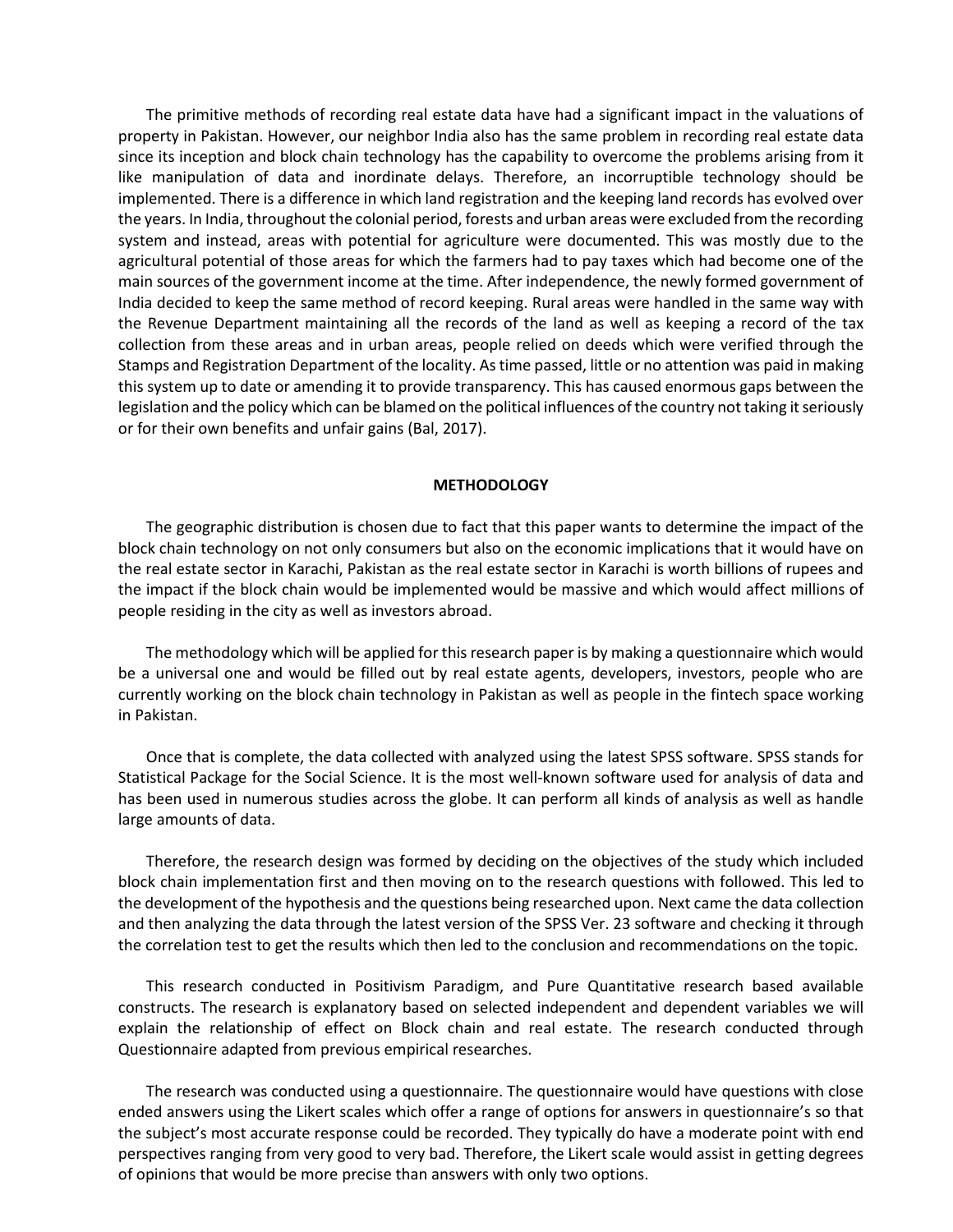The primitive methods of recording real estate data have had a significant impact in the valuations of property in Pakistan. However, our neighbor India also has the same problem in recording real estate data since its inception and block chain technology has the capability to overcome the problems arising from it like manipulation of data and inordinate delays. Therefore, an incorruptible technology should be implemented. There is a difference in which land registration and the keeping land records has evolved over the years. In India, throughout the colonial period, forests and urban areas were excluded from the recording system and instead, areas with potential for agriculture were documented. This was mostly due to the agricultural potential of those areas for which the farmers had to pay taxes which had become one of the main sources of the government income at the time. After independence, the newly formed government of India decided to keep the same method of record keeping. Rural areas were handled in the same way with the Revenue Department maintaining all the records of the land as well as keeping a record of the tax collection from these areas and in urban areas, people relied on deeds which were verified through the Stamps and Registration Department of the locality. As time passed, little or no attention was paid in making this system up to date or amending it to provide transparency. This has caused enormous gaps between the legislation and the policy which can be blamed on the political influences of the country not taking it seriously or for their own benefits and unfair gains (Bal, 2017).

## METHODOLOGY

The geographic distribution is chosen due to fact that this paper wants to determine the impact of the block chain technology on not only consumers but also on the economic implications that it would have on the real estate sector in Karachi, Pakistan as the real estate sector in Karachi is worth billions of rupees and the impact if the block chain would be implemented would be massive and which would affect millions of people residing in the city as well as investors abroad.

The methodology which will be applied for this research paper is by making a questionnaire which would be a universal one and would be filled out by real estate agents, developers, investors, people who are currently working on the block chain technology in Pakistan as well as people in the fintech space working in Pakistan.

Once that is complete, the data collected with analyzed using the latest SPSS software. SPSS stands for Statistical Package for the Social Science. It is the most well-known software used for analysis of data and has been used in numerous studies across the globe. It can perform all kinds of analysis as well as handle large amounts of data.

Therefore, the research design was formed by deciding on the objectives of the study which included block chain implementation first and then moving on to the research questions with followed. This led to the development of the hypothesis and the questions being researched upon. Next came the data collection and then analyzing the data through the latest version of the SPSS Ver. 23 software and checking it through the correlation test to get the results which then led to the conclusion and recommendations on the topic.

This research conducted in Positivism Paradigm, and Pure Quantitative research based available constructs. The research is explanatory based on selected independent and dependent variables we will explain the relationship of effect on Block chain and real estate. The research conducted through Questionnaire adapted from previous empirical researches.

The research was conducted using a questionnaire. The questionnaire would have questions with close ended answers using the Likert scales which offer a range of options for answers in questionnaire's so that the subject's most accurate response could be recorded. They typically do have a moderate point with end perspectives ranging from very good to very bad. Therefore, the Likert scale would assist in getting degrees of opinions that would be more precise than answers with only two options.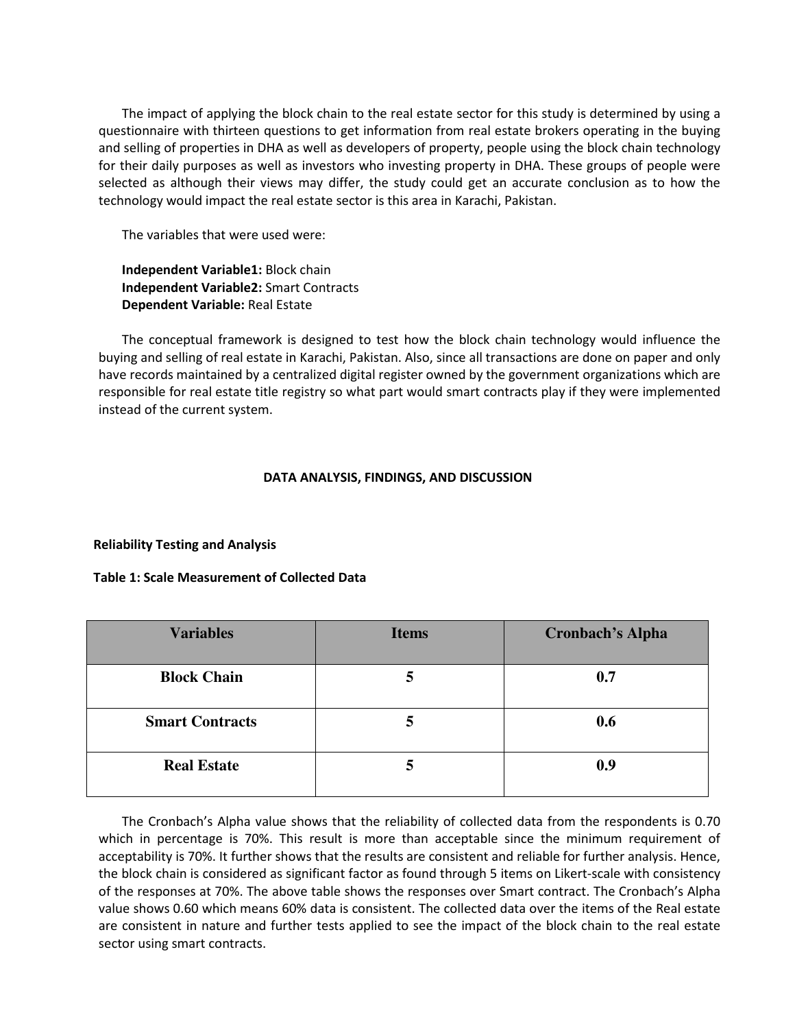The impact of applying the block chain to the real estate sector for this study is determined by using a questionnaire with thirteen questions to get information from real estate brokers operating in the buying and selling of properties in DHA as well as developers of property, people using the block chain technology for their daily purposes as well as investors who investing property in DHA. These groups of people were selected as although their views may differ, the study could get an accurate conclusion as to how the technology would impact the real estate sector is this area in Karachi, Pakistan.

The variables that were used were:

**Independent Variable1:** Block chain
**Independent Variable2:** Smart Contracts
**Dependent Variable:** Real Estate

The conceptual framework is designed to test how the block chain technology would influence the buying and selling of real estate in Karachi, Pakistan. Also, since all transactions are done on paper and only have records maintained by a centralized digital register owned by the government organizations which are responsible for real estate title registry so what part would smart contracts play if they were implemented instead of the current system.

## DATA ANALYSIS, FINDINGS, AND DISCUSSION

### Reliability Testing and Analysis

**Table 1: Scale Measurement of Collected Data**

| Variables | Items | Cronbach's Alpha |
|---|---|---|
| **Block Chain** | **5** | **0.7** |
| **Smart Contracts** | **5** | **0.6** |
| **Real Estate** | **5** | **0.9** |

The Cronbach's Alpha value shows that the reliability of collected data from the respondents is 0.70 which in percentage is 70%. This result is more than acceptable since the minimum requirement of acceptability is 70%. It further shows that the results are consistent and reliable for further analysis. Hence, the block chain is considered as significant factor as found through 5 items on Likert-scale with consistency of the responses at 70%. The above table shows the responses over Smart contract. The Cronbach's Alpha value shows 0.60 which means 60% data is consistent. The collected data over the items of the Real estate are consistent in nature and further tests applied to see the impact of the block chain to the real estate sector using smart contracts.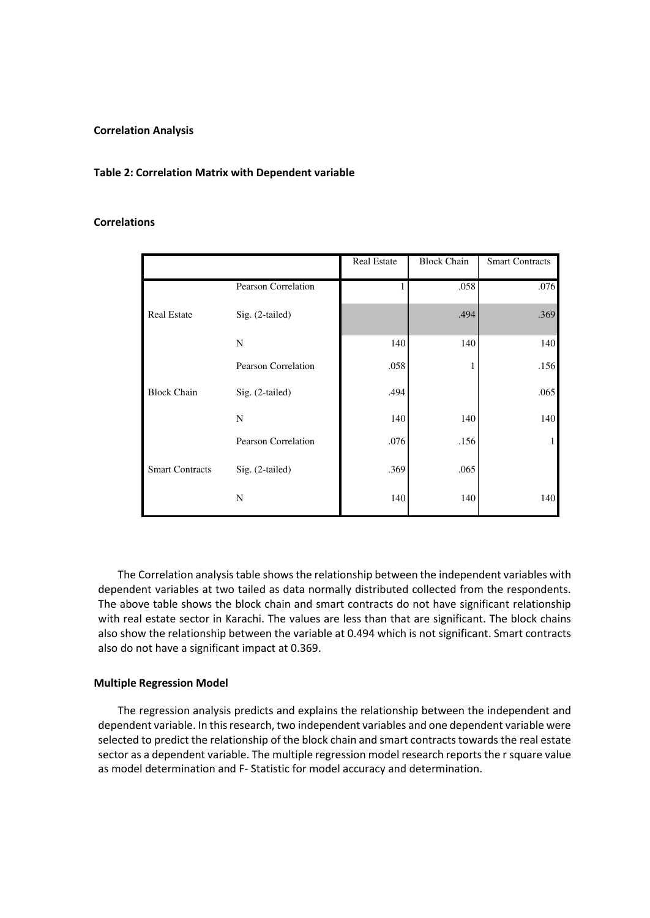**Correlation Analysis**

**Table 2: Correlation Matrix with Dependent variable**

**Correlations**

| | | Real Estate | Block Chain | Smart Contracts |
|---|---|---|---|---|
| Real Estate | Pearson Correlation | 1 | .058 | .076 |
| | Sig. (2-tailed) | | .494 | .369 |
| | N | 140 | 140 | 140 |
| Block Chain | Pearson Correlation | .058 | 1 | .156 |
| | Sig. (2-tailed) | .494 | | .065 |
| | N | 140 | 140 | 140 |
| Smart Contracts | Pearson Correlation | .076 | .156 | 1 |
| | Sig. (2-tailed) | .369 | .065 | |
| | N | 140 | 140 | 140 |

The Correlation analysis table shows the relationship between the independent variables with dependent variables at two tailed as data normally distributed collected from the respondents. The above table shows the block chain and smart contracts do not have significant relationship with real estate sector in Karachi. The values are less than that are significant. The block chains also show the relationship between the variable at 0.494 which is not significant. Smart contracts also do not have a significant impact at 0.369.

**Multiple Regression Model**

The regression analysis predicts and explains the relationship between the independent and dependent variable. In this research, two independent variables and one dependent variable were selected to predict the relationship of the block chain and smart contracts towards the real estate sector as a dependent variable. The multiple regression model research reports the r square value as model determination and F- Statistic for model accuracy and determination.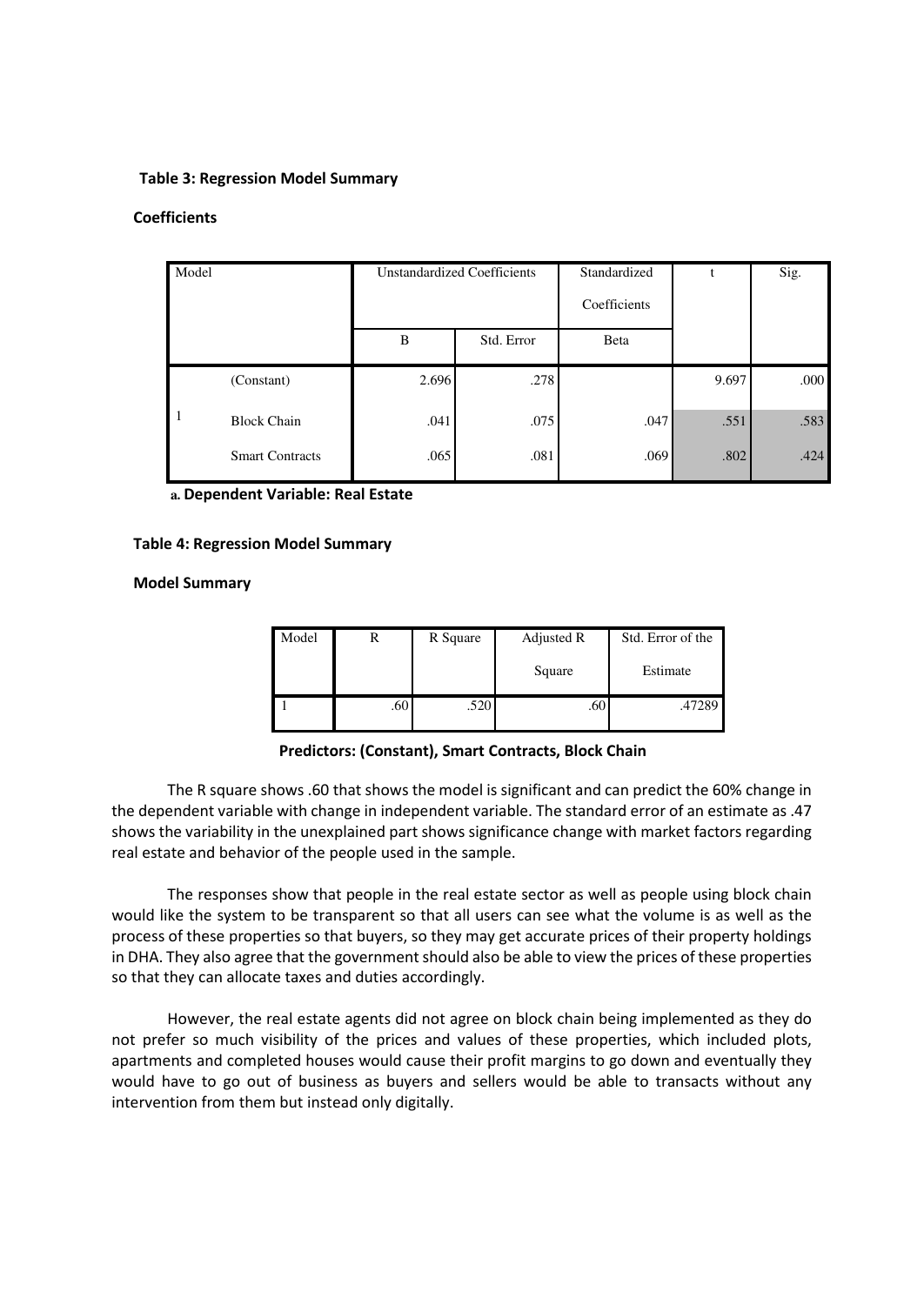**Table 3: Regression Model Summary**

**Coefficients**

| Model | | Unstandardized Coefficients | | Standardized Coefficients | t | Sig. |
|---|---|---|---|---|---|---|
| | | B | Std. Error | Beta | | |
| 1 | (Constant) | 2.696 | .278 | | 9.697 | .000 |
| | Block Chain | .041 | .075 | .047 | .551 | .583 |
| | Smart Contracts | .065 | .081 | .069 | .802 | .424 |

a. **Dependent Variable: Real Estate**

**Table 4: Regression Model Summary**

**Model Summary**

| Model | R | R Square | Adjusted R Square | Std. Error of the Estimate |
|---|---|---|---|---|
| 1 | .60 | .520 | .60 | .47289 |

**Predictors: (Constant), Smart Contracts, Block Chain**

The R square shows .60 that shows the model is significant and can predict the 60% change in the dependent variable with change in independent variable. The standard error of an estimate as .47 shows the variability in the unexplained part shows significance change with market factors regarding real estate and behavior of the people used in the sample.

The responses show that people in the real estate sector as well as people using block chain would like the system to be transparent so that all users can see what the volume is as well as the process of these properties so that buyers, so they may get accurate prices of their property holdings in DHA. They also agree that the government should also be able to view the prices of these properties so that they can allocate taxes and duties accordingly.

However, the real estate agents did not agree on block chain being implemented as they do not prefer so much visibility of the prices and values of these properties, which included plots, apartments and completed houses would cause their profit margins to go down and eventually they would have to go out of business as buyers and sellers would be able to transacts without any intervention from them but instead only digitally.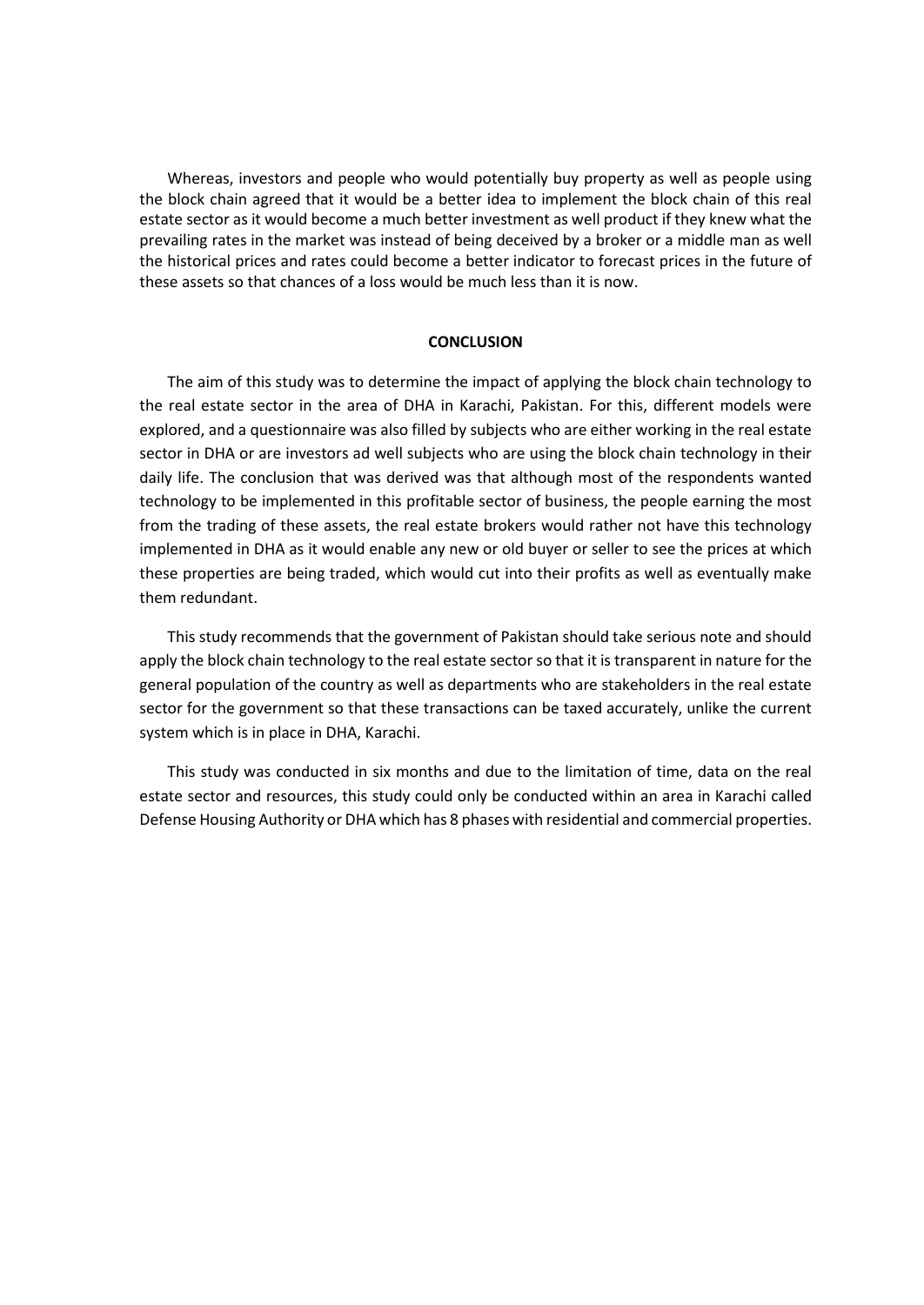Whereas, investors and people who would potentially buy property as well as people using the block chain agreed that it would be a better idea to implement the block chain of this real estate sector as it would become a much better investment as well product if they knew what the prevailing rates in the market was instead of being deceived by a broker or a middle man as well the historical prices and rates could become a better indicator to forecast prices in the future of these assets so that chances of a loss would be much less than it is now.

## CONCLUSION

The aim of this study was to determine the impact of applying the block chain technology to the real estate sector in the area of DHA in Karachi, Pakistan. For this, different models were explored, and a questionnaire was also filled by subjects who are either working in the real estate sector in DHA or are investors ad well subjects who are using the block chain technology in their daily life. The conclusion that was derived was that although most of the respondents wanted technology to be implemented in this profitable sector of business, the people earning the most from the trading of these assets, the real estate brokers would rather not have this technology implemented in DHA as it would enable any new or old buyer or seller to see the prices at which these properties are being traded, which would cut into their profits as well as eventually make them redundant.

This study recommends that the government of Pakistan should take serious note and should apply the block chain technology to the real estate sector so that it is transparent in nature for the general population of the country as well as departments who are stakeholders in the real estate sector for the government so that these transactions can be taxed accurately, unlike the current system which is in place in DHA, Karachi.

This study was conducted in six months and due to the limitation of time, data on the real estate sector and resources, this study could only be conducted within an area in Karachi called Defense Housing Authority or DHA which has 8 phases with residential and commercial properties.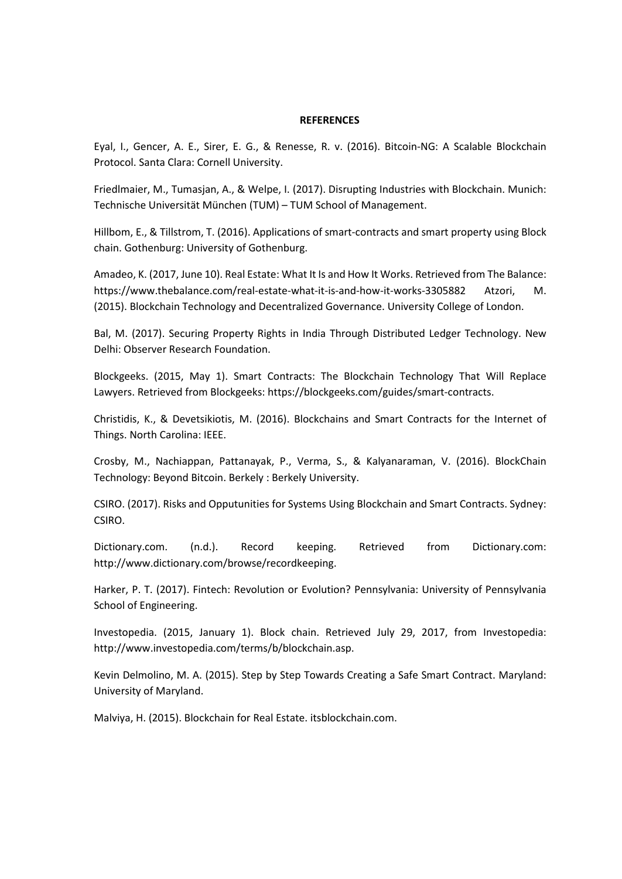**REFERENCES**

Eyal, I., Gencer, A. E., Sirer, E. G., & Renesse, R. v. (2016). Bitcoin-NG: A Scalable Blockchain Protocol. Santa Clara: Cornell University.

Friedlmaier, M., Tumasjan, A., & Welpe, I. (2017). Disrupting Industries with Blockchain. Munich: Technische Universität München (TUM) – TUM School of Management.

Hillbom, E., & Tillstrom, T. (2016). Applications of smart-contracts and smart property using Block chain. Gothenburg: University of Gothenburg.

Amadeo, K. (2017, June 10). Real Estate: What It Is and How It Works. Retrieved from The Balance: https://www.thebalance.com/real-estate-what-it-is-and-how-it-works-3305882 Atzori, M. (2015). Blockchain Technology and Decentralized Governance. University College of London.

Bal, M. (2017). Securing Property Rights in India Through Distributed Ledger Technology. New Delhi: Observer Research Foundation.

Blockgeeks. (2015, May 1). Smart Contracts: The Blockchain Technology That Will Replace Lawyers. Retrieved from Blockgeeks: https://blockgeeks.com/guides/smart-contracts.

Christidis, K., & Devetsikiotis, M. (2016). Blockchains and Smart Contracts for the Internet of Things. North Carolina: IEEE.

Crosby, M., Nachiappan, Pattanayak, P., Verma, S., & Kalyanaraman, V. (2016). BlockChain Technology: Beyond Bitcoin. Berkely : Berkely University.

CSIRO. (2017). Risks and Opputunities for Systems Using Blockchain and Smart Contracts. Sydney: CSIRO.

Dictionary.com. (n.d.). Record keeping. Retrieved from Dictionary.com: http://www.dictionary.com/browse/recordkeeping.

Harker, P. T. (2017). Fintech: Revolution or Evolution? Pennsylvania: University of Pennsylvania School of Engineering.

Investopedia. (2015, January 1). Block chain. Retrieved July 29, 2017, from Investopedia: http://www.investopedia.com/terms/b/blockchain.asp.

Kevin Delmolino, M. A. (2015). Step by Step Towards Creating a Safe Smart Contract. Maryland: University of Maryland.

Malviya, H. (2015). Blockchain for Real Estate. itsblockchain.com.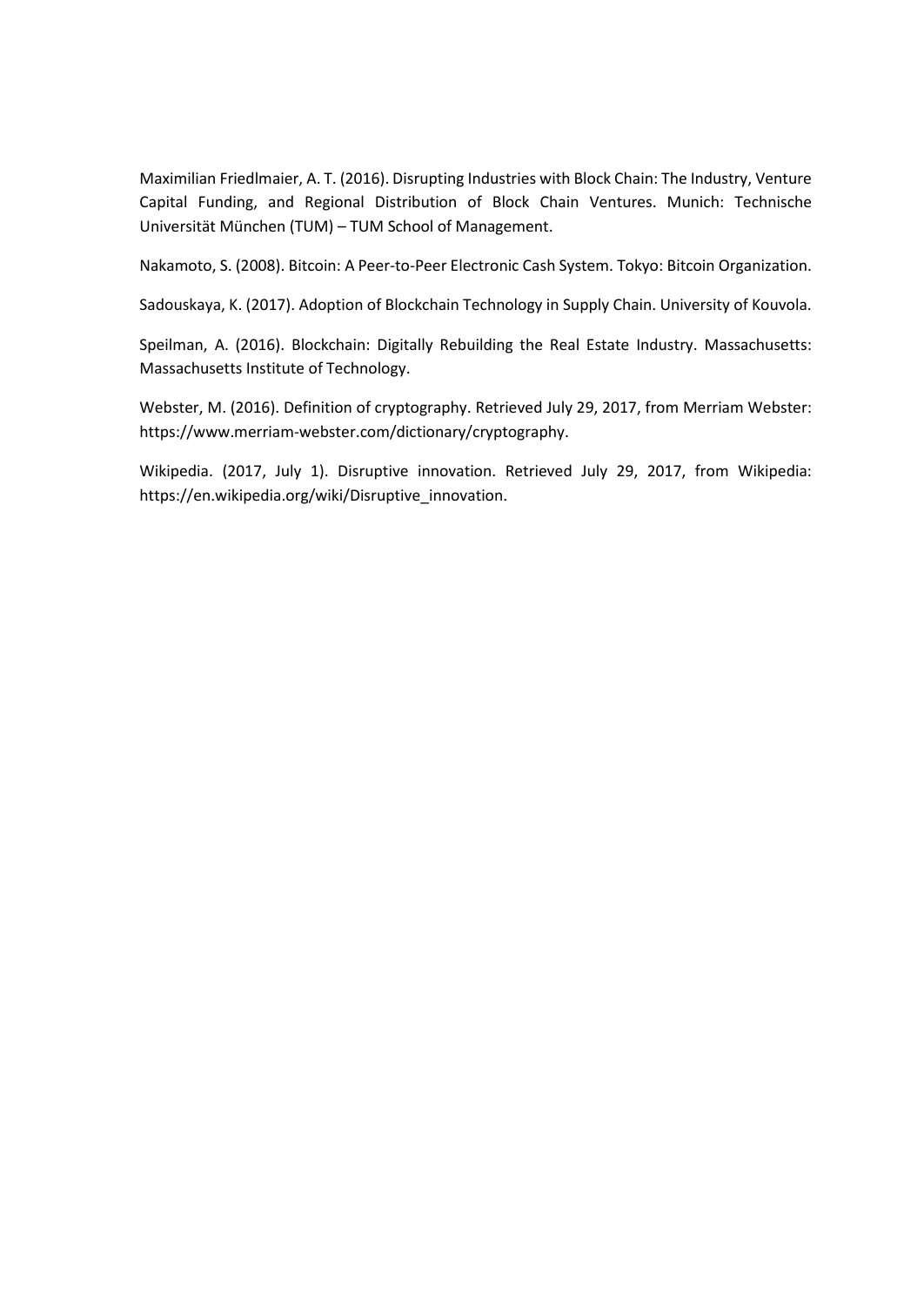Maximilian Friedlmaier, A. T. (2016). Disrupting Industries with Block Chain: The Industry, Venture Capital Funding, and Regional Distribution of Block Chain Ventures. Munich: Technische Universität München (TUM) – TUM School of Management.

Nakamoto, S. (2008). Bitcoin: A Peer-to-Peer Electronic Cash System. Tokyo: Bitcoin Organization.

Sadouskaya, K. (2017). Adoption of Blockchain Technology in Supply Chain. University of Kouvola.

Speilman, A. (2016). Blockchain: Digitally Rebuilding the Real Estate Industry. Massachusetts: Massachusetts Institute of Technology.

Webster, M. (2016). Definition of cryptography. Retrieved July 29, 2017, from Merriam Webster: https://www.merriam-webster.com/dictionary/cryptography.

Wikipedia. (2017, July 1). Disruptive innovation. Retrieved July 29, 2017, from Wikipedia: https://en.wikipedia.org/wiki/Disruptive_innovation.